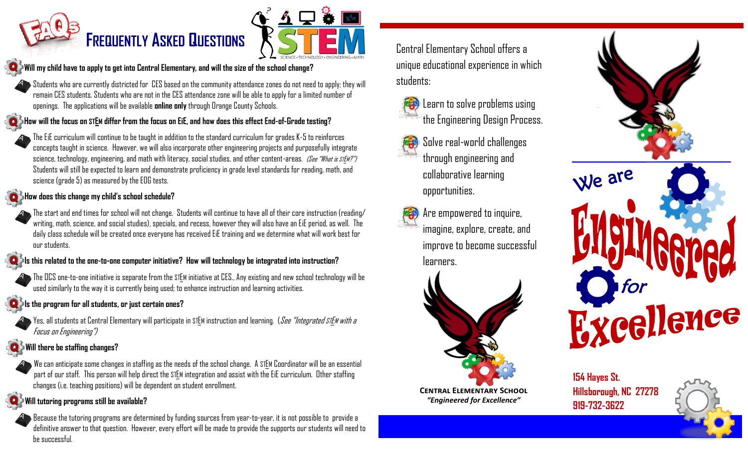# FAQs — Frequently Asked Questions

STEM — Science • Technology • Engineering • Math

**Q: Will my child have to apply to get into Central Elementary, and will the size of the school change?**

A: Students who are currently districted for CES based on the community attendance zones do not need to apply; they will remain CES students. Students who are not in the CES attendance zone will be able to apply for a limited number of openings. The applications will be available **online only** through Orange County Schools.

**Q: How will the focus on STEM differ from the focus on EiE, and how does this effect End-of-Grade testing?**

A: The EiE curriculum will continue to be taught in addition to the standard curriculum for grades K-5 to reinforces concepts taught in science. However, we will also incorporate other engineering projects and purposefully integrate science, technology, engineering, and math with literacy, social studies, and other content-areas. *(See "What is STEM?")* Students will still be expected to learn and demonstrate proficiency in grade level standards for reading, math, and science (grade 5) as measured by the EOG tests.

**Q: How does this change my child's school schedule?**

A: The start and end times for school will not change. Students will continue to have all of their core instruction (reading/writing, math, science, and social studies), specials, and recess, however they will also have an EiE period, as well. The daily class schedule will be created once everyone has received EiE training and we determine what will work best for our students.

**Q: Is this related to the one-to-one computer initiative? How will technology be integrated into instruction?**

A: The OCS one-to-one initiative is separate from the STEM initiative at CES.. Any existing and new school technology will be used similarly to the way it is currently being used; to enhance instruction and learning activities.

**Q: Is the program for all students, or just certain ones?**

A: Yes, all students at Central Elementary will participate in STEM instruction and learning. *(See "Integrated STEM with a Focus on Engineering")*

**Q: Will there be staffing changes?**

A: We can anticipate some changes in staffing as the needs of the school change. A STEM Coordinator will be an essential part of our staff. This person will help direct the STEM integration and assist with the EiE curriculum. Other staffing changes (i.e. teaching positions) will be dependent on student enrollment.

**Q: Will tutoring programs still be available?**

A: Because the tutoring programs are determined by funding sources from year-to-year, it is not possible to provide a definitive answer to that question. However, every effort will be made to provide the supports our students will need to be successful.

---

Central Elementary School offers a unique educational experience in which students:

- Learn to solve problems using the Engineering Design Process.
- Solve real-world challenges through engineering and collaborative learning opportunities.
- Are empowered to inquire, imagine, explore, create, and improve to become successful learners.

**Central Elementary School**
*"Engineered for Excellence"*

---

# We are Engineered for Excellence

**154 Hayes St.**
**Hillsborough, NC 27278**
**919-732-3622**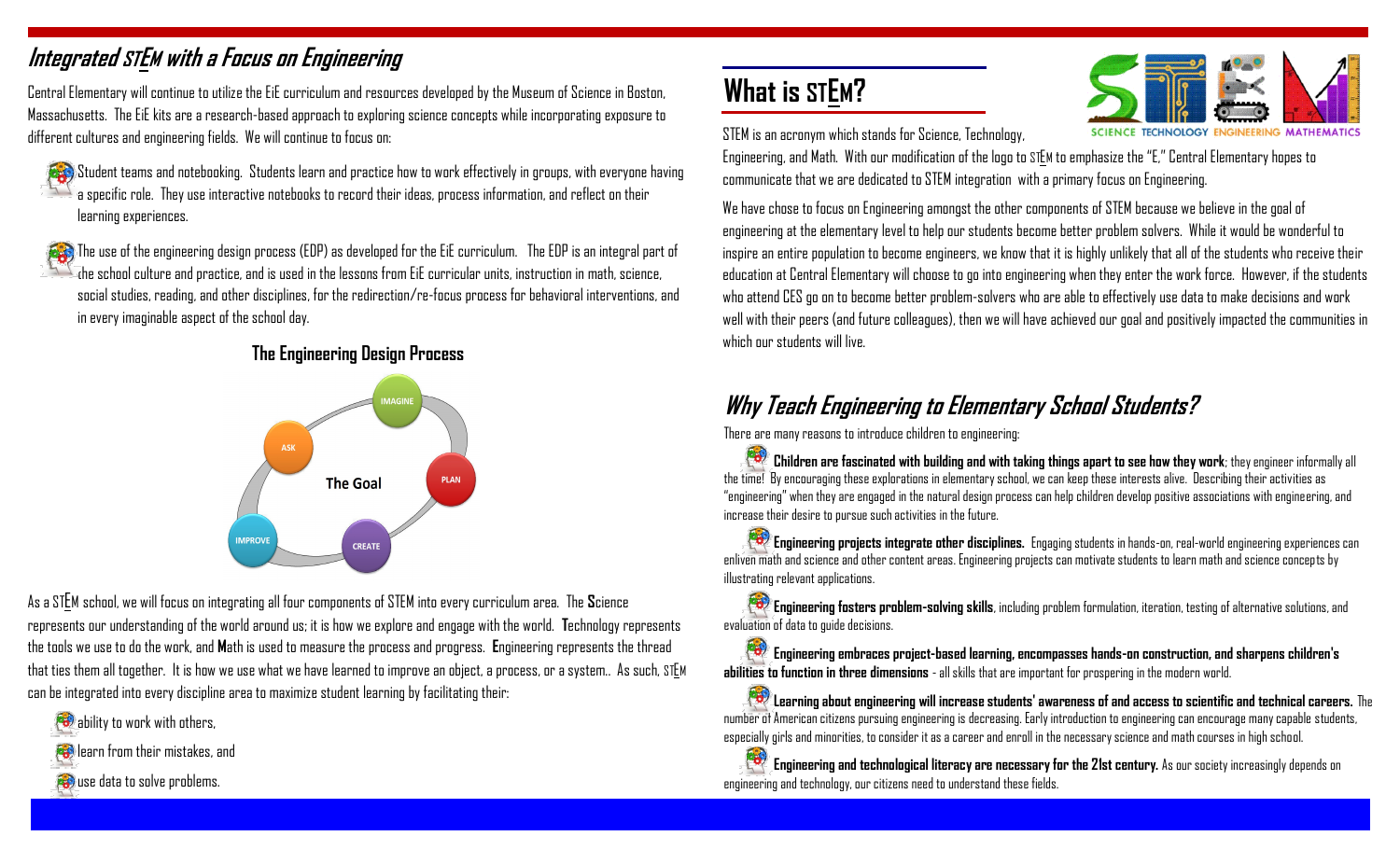## *Integrated STEM with a Focus on Engineering*

Central Elementary will continue to utilize the EiE curriculum and resources developed by the Museum of Science in Boston, Massachusetts. The EiE kits are a research-based approach to exploring science concepts while incorporating exposure to different cultures and engineering fields. We will continue to focus on:

- Student teams and notebooking. Students learn and practice how to work effectively in groups, with everyone having a specific role. They use interactive notebooks to record their ideas, process information, and reflect on their learning experiences.
- The use of the engineering design process (EDP) as developed for the EiE curriculum. The EDP is an integral part of the school culture and practice, and is used in the lessons from EiE curricular units, instruction in math, science, social studies, reading, and other disciplines, for the redirection/re-focus process for behavioral interventions, and in every imaginable aspect of the school day.

### The Engineering Design Process

The Goal

ASK

IMAGINE

PLAN

CREATE

IMPROVE

As a STEM school, we will focus on integrating all four components of STEM into every curriculum area. The **S**cience represents our understanding of the world around us; it is how we explore and engage with the world. **T**echnology represents the tools we use to do the work, and **M**ath is used to measure the process and progress. **E**ngineering represents the thread that ties them all together. It is how we use what we have learned to improve an object, a process, or a system.. As such, STEM can be integrated into every discipline area to maximize student learning by facilitating their:

- ability to work with others,
- learn from their mistakes, and
- use data to solve problems.

## What is STEM?

SCIENCE TECHNOLOGY ENGINEERING MATHEMATICS

STEM is an acronym which stands for Science, Technology, Engineering, and Math. With our modification of the logo to STEM to emphasize the "E," Central Elementary hopes to communicate that we are dedicated to STEM integration with a primary focus on Engineering.

We have chose to focus on Engineering amongst the other components of STEM because we believe in the goal of engineering at the elementary level to help our students become better problem solvers. While it would be wonderful to inspire an entire population to become engineers, we know that it is highly unlikely that all of the students who receive their education at Central Elementary will choose to go into engineering when they enter the work force. However, if the students who attend CES go on to become better problem-solvers who are able to effectively use data to make decisions and work well with their peers (and future colleagues), then we will have achieved our goal and positively impacted the communities in which our students will live.

## *Why Teach Engineering to Elementary School Students?*

There are many reasons to introduce children to engineering:

- **Children are fascinated with building and with taking things apart to see how they work**; they engineer informally all the time! By encouraging these explorations in elementary school, we can keep these interests alive. Describing their activities as "engineering" when they are engaged in the natural design process can help children develop positive associations with engineering, and increase their desire to pursue such activities in the future.
- **Engineering projects integrate other disciplines.** Engaging students in hands-on, real-world engineering experiences can enliven math and science and other content areas. Engineering projects can motivate students to learn math and science concepts by illustrating relevant applications.
- **Engineering fosters problem-solving skills**, including problem formulation, iteration, testing of alternative solutions, and evaluation of data to guide decisions.
- **Engineering embraces project-based learning, encompasses hands-on construction, and sharpens children's abilities to function in three dimensions** - all skills that are important for prospering in the modern world.
- **Learning about engineering will increase students' awareness of and access to scientific and technical careers.** The number of American citizens pursuing engineering is decreasing. Early introduction to engineering can encourage many capable students, especially girls and minorities, to consider it as a career and enroll in the necessary science and math courses in high school.
- **Engineering and technological literacy are necessary for the 21st century.** As our society increasingly depends on engineering and technology, our citizens need to understand these fields.